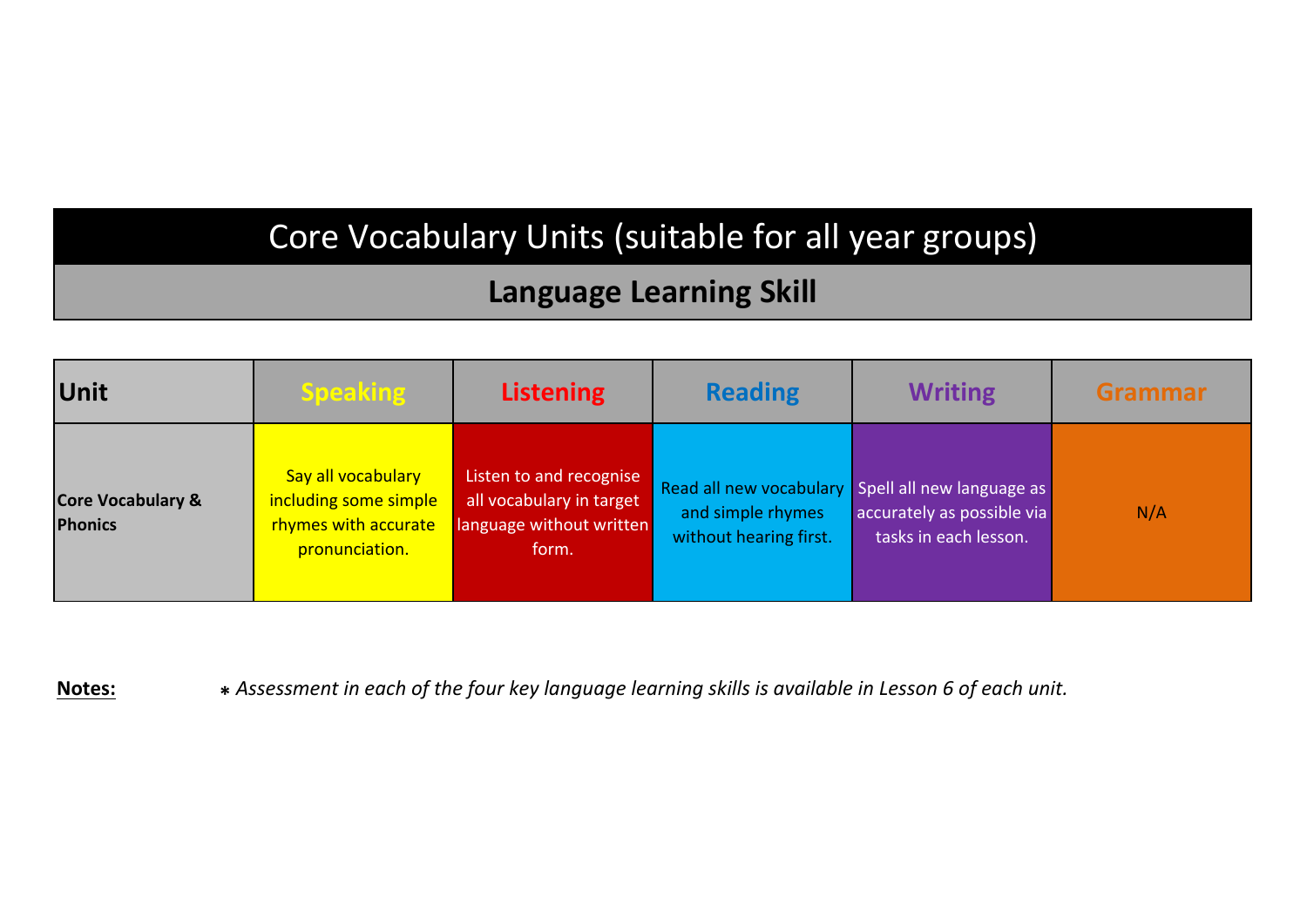# Core Vocabulary Units (suitable for all year groups)

## Language Learning Skill

| Unit | Speaking | Listening | Reading | Writing | Grammar |
|---|---|---|---|---|---|
| **Core Vocabulary & Phonics** | Say all vocabulary including some simple rhymes with accurate pronunciation. | Listen to and recognise all vocabulary in target language without written form. | Read all new vocabulary and simple rhymes without hearing first. | Spell all new language as accurately as possible via tasks in each lesson. | N/A |

**Notes:** ⁎ *Assessment in each of the four key language learning skills is available in Lesson 6 of each unit.*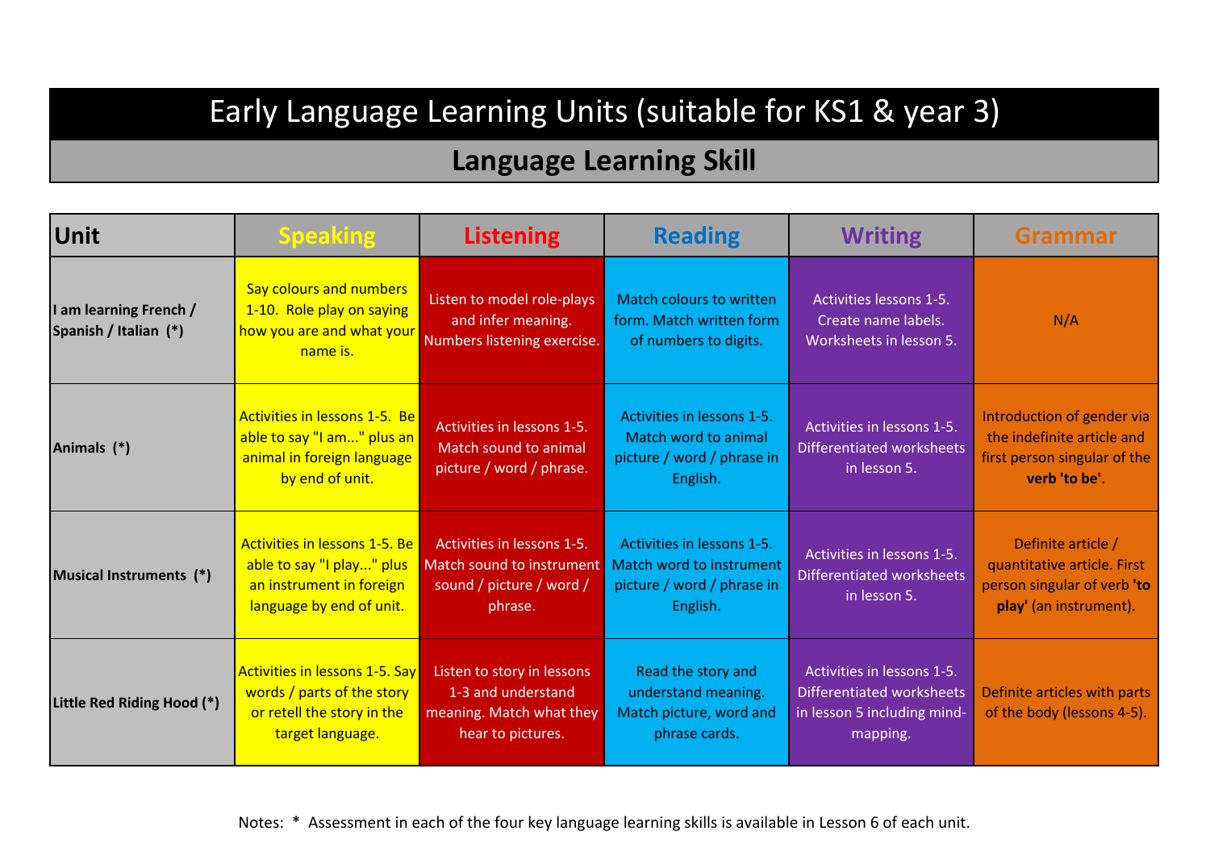# Early Language Learning Units (suitable for KS1 & year 3)

## Language Learning Skill

| Unit | Speaking | Listening | Reading | Writing | Grammar |
|---|---|---|---|---|---|
| **I am learning French / Spanish / Italian (*)** | Say colours and numbers 1-10. Role play on saying how you are and what your name is. | Listen to model role-plays and infer meaning. Numbers listening exercise. | Match colours to written form. Match written form of numbers to digits. | Activities lessons 1-5. Create name labels. Worksheets in lesson 5. | N/A |
| **Animals (*)** | Activities in lessons 1-5. Be able to say "I am..." plus an animal in foreign language by end of unit. | Activities in lessons 1-5. Match sound to animal picture / word / phrase. | Activities in lessons 1-5. Match word to animal picture / word / phrase in English. | Activities in lessons 1-5. Differentiated worksheets in lesson 5. | Introduction of gender via the indefinite article and first person singular of the **verb 'to be'**. |
| **Musical Instruments (*)** | Activities in lessons 1-5. Be able to say "I play..." plus an instrument in foreign language by end of unit. | Activities in lessons 1-5. Match sound to instrument sound / picture / word / phrase. | Activities in lessons 1-5. Match word to instrument picture / word / phrase in English. | Activities in lessons 1-5. Differentiated worksheets in lesson 5. | Definite article / quantitative article. First person singular of verb **'to play'** (an instrument). |
| **Little Red Riding Hood (*)** | Activities in lessons 1-5. Say words / parts of the story or retell the story in the target language. | Listen to story in lessons 1-3 and understand meaning. Match what they hear to pictures. | Read the story and understand meaning. Match picture, word and phrase cards. | Activities in lessons 1-5. Differentiated worksheets in lesson 5 including mind-mapping. | Definite articles with parts of the body (lessons 4-5). |

Notes: * Assessment in each of the four key language learning skills is available in Lesson 6 of each unit.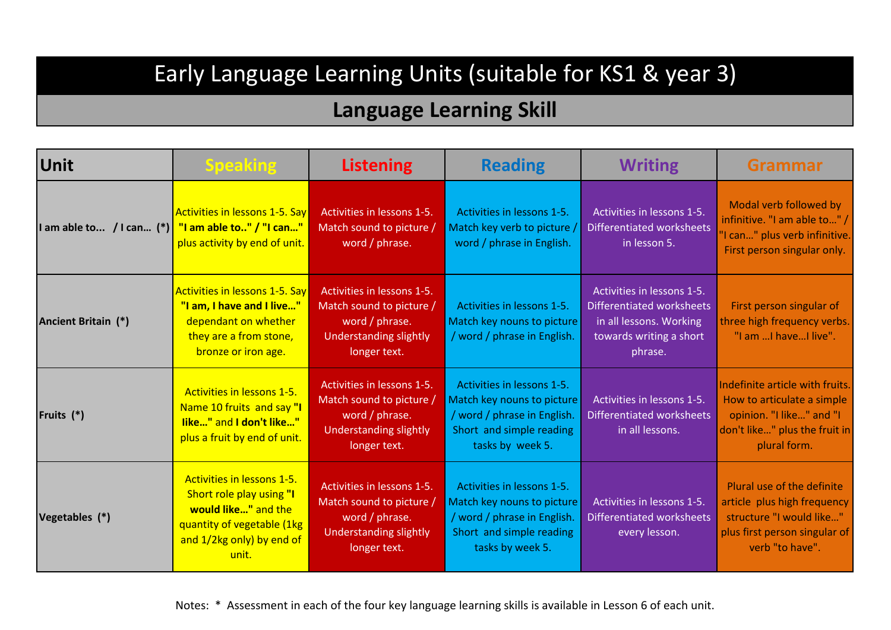# Early Language Learning Units (suitable for KS1 & year 3)

## Language Learning Skill

| Unit | Speaking | Listening | Reading | Writing | Grammar |
|---|---|---|---|---|---|
| **I am able to... / I can... (*)** | Activities in lessons 1-5. Say **"I am able to.." / "I can..."** plus activity by end of unit. | Activities in lessons 1-5. Match sound to picture / word / phrase. | Activities in lessons 1-5. Match key verb to picture / word / phrase in English. | Activities in lessons 1-5. Differentiated worksheets in lesson 5. | Modal verb followed by infinitive. "I am able to..." / "I can..." plus verb infinitive. First person singular only. |
| **Ancient Britain (*)** | Activities in lessons 1-5. Say **"I am, I have and I live..."** dependant on whether they are a from stone, bronze or iron age. | Activities in lessons 1-5. Match sound to picture / word / phrase. Understanding slightly longer text. | Activities in lessons 1-5. Match key nouns to picture / word / phrase in English. | Activities in lessons 1-5. Differentiated worksheets in all lessons. Working towards writing a short phrase. | First person singular of three high frequency verbs. "I am ...I have...I live". |
| **Fruits (*)** | Activities in lessons 1-5. Name 10 fruits and say **"I like..."** and **I don't like...** plus a fruit by end of unit. | Activities in lessons 1-5. Match sound to picture / word / phrase. Understanding slightly longer text. | Activities in lessons 1-5. Match key nouns to picture / word / phrase in English. Short and simple reading tasks by week 5. | Activities in lessons 1-5. Differentiated worksheets in all lessons. | Indefinite article with fruits. How to articulate a simple opinion. "I like..." and "I don't like..." plus the fruit in plural form. |
| **Vegetables (*)** | Activities in lessons 1-5. Short role play using **"I would like..."** and the quantity of vegetable (1kg and 1/2kg only) by end of unit. | Activities in lessons 1-5. Match sound to picture / word / phrase. Understanding slightly longer text. | Activities in lessons 1-5. Match key nouns to picture / word / phrase in English. Short and simple reading tasks by week 5. | Activities in lessons 1-5. Differentiated worksheets every lesson. | Plural use of the definite article plus high frequency structure "I would like..." plus first person singular of verb "to have". |

Notes: * Assessment in each of the four key language learning skills is available in Lesson 6 of each unit.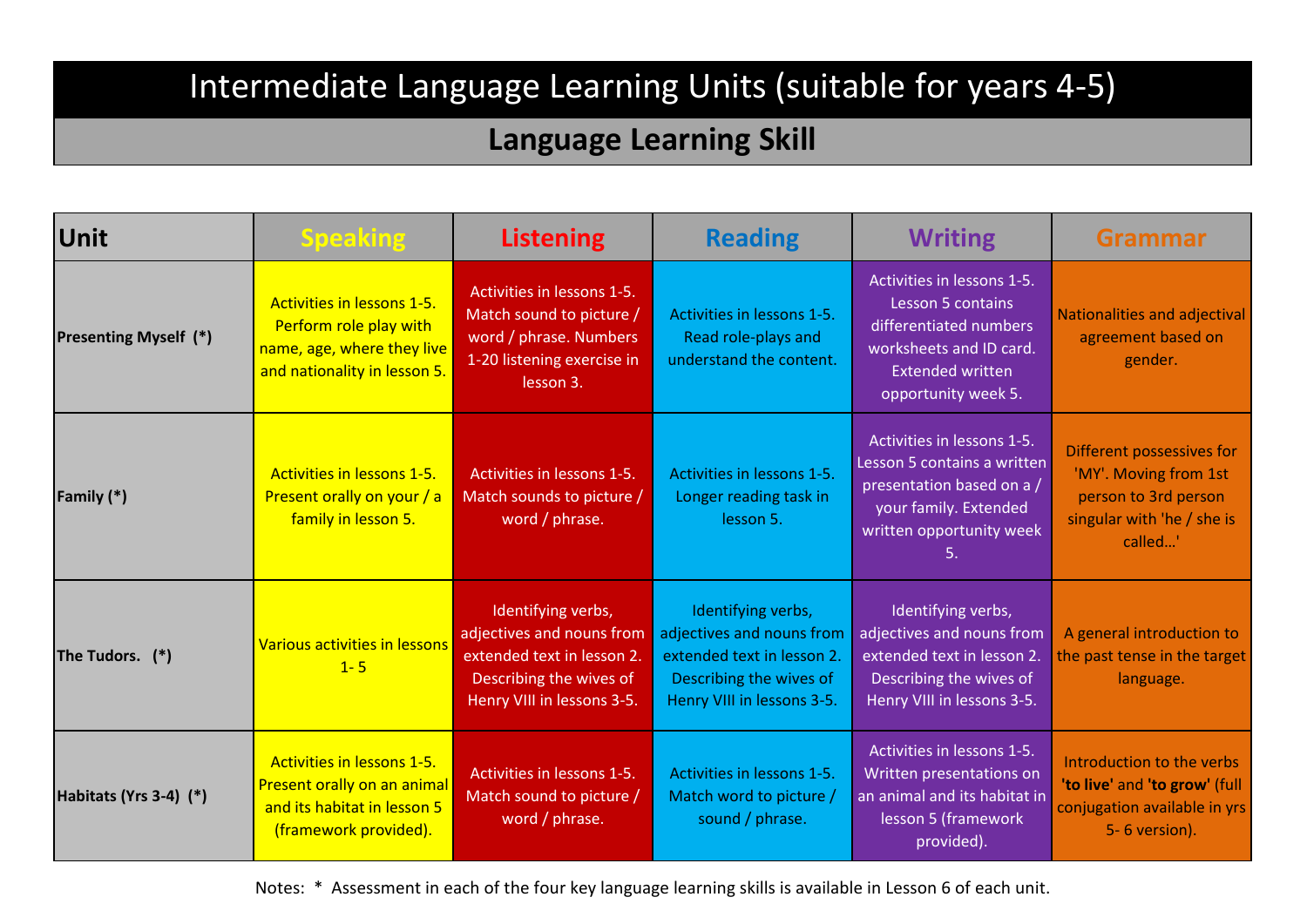# Intermediate Language Learning Units (suitable for years 4-5)

## Language Learning Skill

| Unit | Speaking | Listening | Reading | Writing | Grammar |
|---|---|---|---|---|---|
| **Presenting Myself (*)** | Activities in lessons 1-5. Perform role play with name, age, where they live and nationality in lesson 5. | Activities in lessons 1-5. Match sound to picture / word / phrase. Numbers 1-20 listening exercise in lesson 3. | Activities in lessons 1-5. Read role-plays and understand the content. | Activities in lessons 1-5. Lesson 5 contains differentiated numbers worksheets and ID card. Extended written opportunity week 5. | Nationalities and adjectival agreement based on gender. |
| **Family (*)** | Activities in lessons 1-5. Present orally on your / a family in lesson 5. | Activities in lessons 1-5. Match sounds to picture / word / phrase. | Activities in lessons 1-5. Longer reading task in lesson 5. | Activities in lessons 1-5. Lesson 5 contains a written presentation based on a / your family. Extended written opportunity week 5. | Different possessives for 'MY'. Moving from 1st person to 3rd person singular with 'he / she is called…' |
| **The Tudors. (*)** | Various activities in lessons 1- 5 | Identifying verbs, adjectives and nouns from extended text in lesson 2. Describing the wives of Henry VIII in lessons 3-5. | Identifying verbs, adjectives and nouns from extended text in lesson 2. Describing the wives of Henry VIII in lessons 3-5. | Identifying verbs, adjectives and nouns from extended text in lesson 2. Describing the wives of Henry VIII in lessons 3-5. | A general introduction to the past tense in the target language. |
| **Habitats (Yrs 3-4) (*)** | Activities in lessons 1-5. Present orally on an animal and its habitat in lesson 5 (framework provided). | Activities in lessons 1-5. Match sound to picture / word / phrase. | Activities in lessons 1-5. Match word to picture / sound / phrase. | Activities in lessons 1-5. Written presentations on an animal and its habitat in lesson 5 (framework provided). | Introduction to the verbs **'to live'** and **'to grow'** (full conjugation available in yrs 5- 6 version). |

Notes: * Assessment in each of the four key language learning skills is available in Lesson 6 of each unit.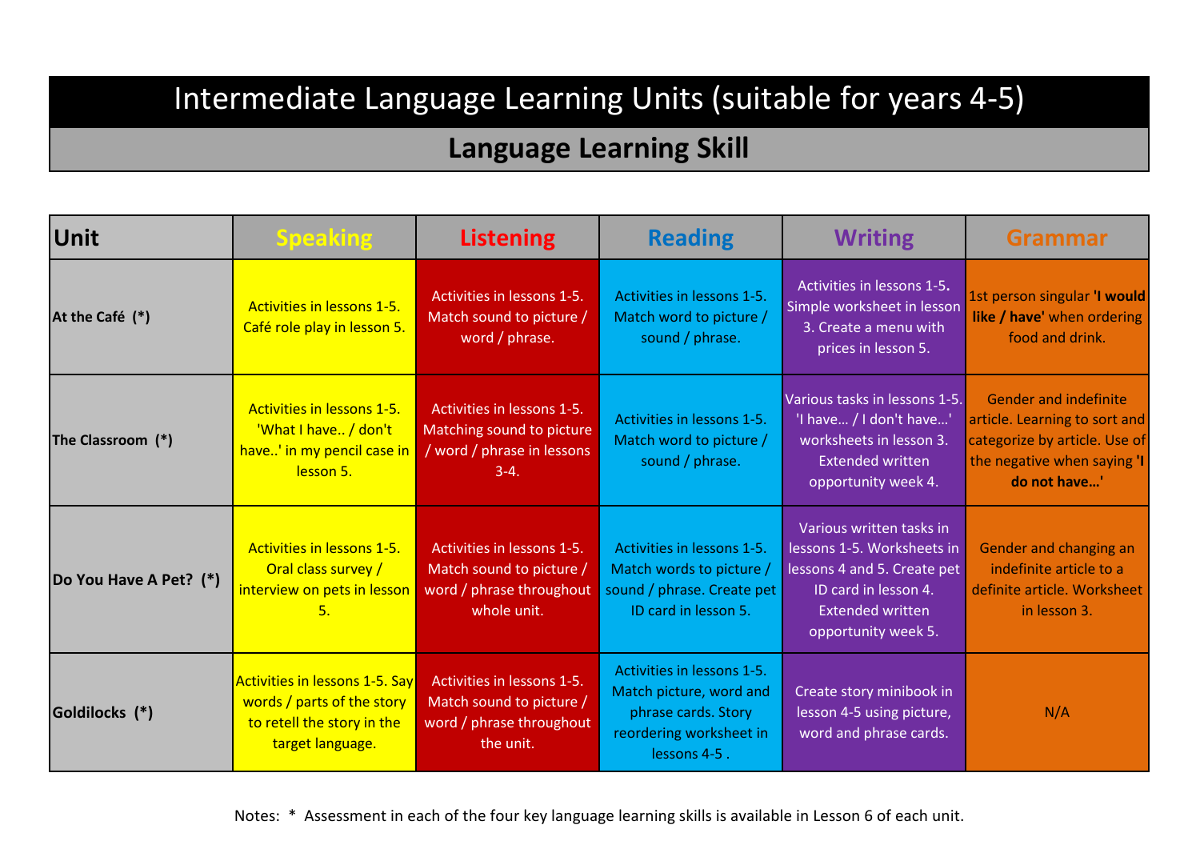# Intermediate Language Learning Units (suitable for years 4-5)

## Language Learning Skill

| Unit | Speaking | Listening | Reading | Writing | Grammar |
|---|---|---|---|---|---|
| **At the Café (*)** | Activities in lessons 1-5. Café role play in lesson 5. | Activities in lessons 1-5. Match sound to picture / word / phrase. | Activities in lessons 1-5. Match word to picture / sound / phrase. | Activities in lessons 1-5. Simple worksheet in lesson 3. Create a menu with prices in lesson 5. | 1st person singular **'I would like / have'** when ordering food and drink. |
| **The Classroom (*)** | Activities in lessons 1-5. 'What I have.. / don't have..' in my pencil case in lesson 5. | Activities in lessons 1-5. Matching sound to picture / word / phrase in lessons 3-4. | Activities in lessons 1-5. Match word to picture / sound / phrase. | Various tasks in lessons 1-5. 'I have… / I don't have…' worksheets in lesson 3. Extended written opportunity week 4. | Gender and indefinite article. Learning to sort and categorize by article. Use of the negative when saying **'I do not have…'** |
| **Do You Have A Pet? (*)** | Activities in lessons 1-5. Oral class survey / interview on pets in lesson 5. | Activities in lessons 1-5. Match sound to picture / word / phrase throughout whole unit. | Activities in lessons 1-5. Match words to picture / sound / phrase. Create pet ID card in lesson 5. | Various written tasks in lessons 1-5. Worksheets in lessons 4 and 5. Create pet ID card in lesson 4. Extended written opportunity week 5. | Gender and changing an indefinite article to a definite article. Worksheet in lesson 3. |
| **Goldilocks (*)** | Activities in lessons 1-5. Say words / parts of the story to retell the story in the target language. | Activities in lessons 1-5. Match sound to picture / word / phrase throughout the unit. | Activities in lessons 1-5. Match picture, word and phrase cards. Story reordering worksheet in lessons 4-5 . | Create story minibook in lesson 4-5 using picture, word and phrase cards. | N/A |

Notes: * Assessment in each of the four key language learning skills is available in Lesson 6 of each unit.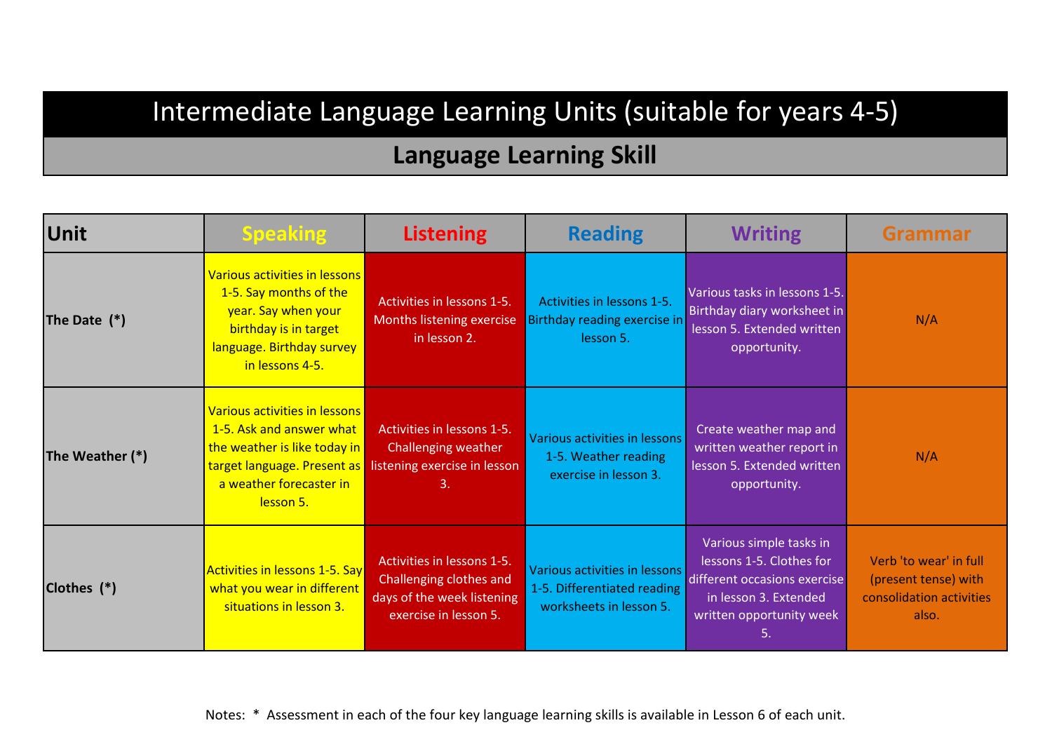# Intermediate Language Learning Units (suitable for years 4-5)

## Language Learning Skill

| Unit | Speaking | Listening | Reading | Writing | Grammar |
|---|---|---|---|---|---|
| **The Date (*)** | Various activities in lessons 1-5. Say months of the year. Say when your birthday is in target language. Birthday survey in lessons 4-5. | Activities in lessons 1-5. Months listening exercise in lesson 2. | Activities in lessons 1-5. Birthday reading exercise in lesson 5. | Various tasks in lessons 1-5. Birthday diary worksheet in lesson 5. Extended written opportunity. | N/A |
| **The Weather (*)** | Various activities in lessons 1-5. Ask and answer what the weather is like today in target language. Present as a weather forecaster in lesson 5. | Activities in lessons 1-5. Challenging weather listening exercise in lesson 3. | Various activities in lessons 1-5. Weather reading exercise in lesson 3. | Create weather map and written weather report in lesson 5. Extended written opportunity. | N/A |
| **Clothes (*)** | Activities in lessons 1-5. Say what you wear in different situations in lesson 3. | Activities in lessons 1-5. Challenging clothes and days of the week listening exercise in lesson 5. | Various activities in lessons 1-5. Differentiated reading worksheets in lesson 5. | Various simple tasks in lessons 1-5. Clothes for different occasions exercise in lesson 3. Extended written opportunity week 5. | Verb 'to wear' in full (present tense) with consolidation activities also. |

Notes: * Assessment in each of the four key language learning skills is available in Lesson 6 of each unit.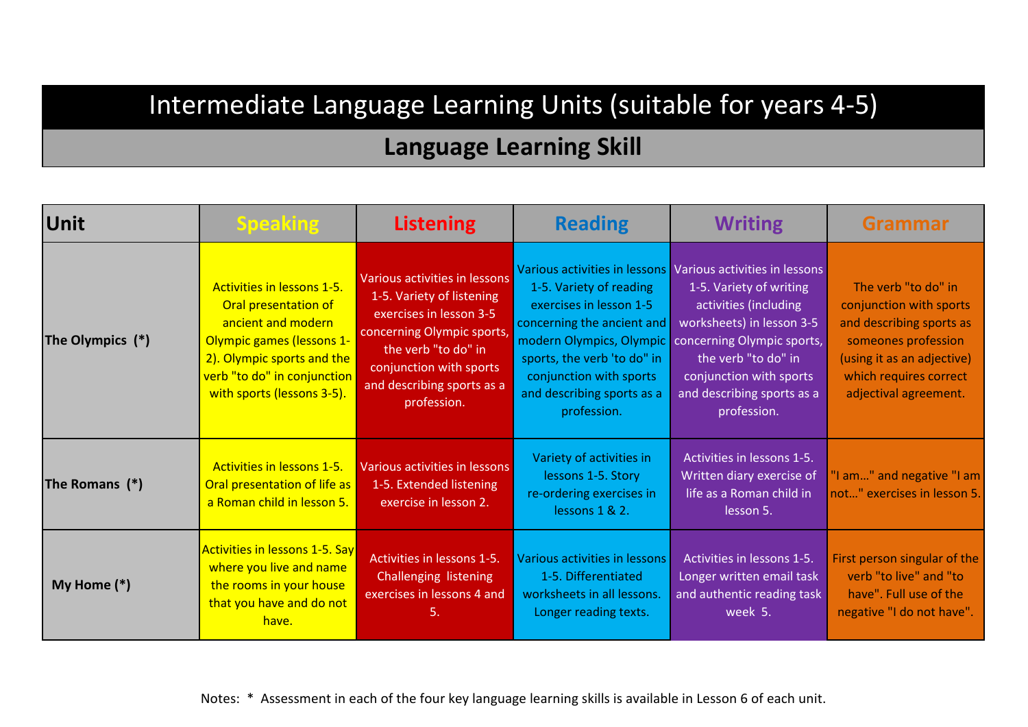# Intermediate Language Learning Units (suitable for years 4-5)

## Language Learning Skill

| Unit | Speaking | Listening | Reading | Writing | Grammar |
|---|---|---|---|---|---|
| **The Olympics (*)** | Activities in lessons 1-5. Oral presentation of ancient and modern Olympic games (lessons 1-2). Olympic sports and the verb "to do" in conjunction with sports (lessons 3-5). | Various activities in lessons 1-5. Variety of listening exercises in lesson 3-5 concerning Olympic sports, the verb "to do" in conjunction with sports and describing sports as a profession. | Various activities in lessons 1-5. Variety of reading exercises in lesson 1-5 concerning the ancient and modern Olympics, Olympic sports, the verb 'to do" in conjunction with sports and describing sports as a profession. | Various activities in lessons 1-5. Variety of writing activities (including worksheets) in lesson 3-5 concerning Olympic sports, the verb "to do" in conjunction with sports and describing sports as a profession. | The verb "to do" in conjunction with sports and describing sports as someones profession (using it as an adjective) which requires correct adjectival agreement. |
| **The Romans (*)** | Activities in lessons 1-5. Oral presentation of life as a Roman child in lesson 5. | Various activities in lessons 1-5. Extended listening exercise in lesson 2. | Variety of activities in lessons 1-5. Story re-ordering exercises in lessons 1 & 2. | Activities in lessons 1-5. Written diary exercise of life as a Roman child in lesson 5. | "I am..." and negative "I am not..." exercises in lesson 5. |
| **My Home (*)** | Activities in lessons 1-5. Say where you live and name the rooms in your house that you have and do not have. | Activities in lessons 1-5. Challenging listening exercises in lessons 4 and 5. | Various activities in lessons 1-5. Differentiated worksheets in all lessons. Longer reading texts. | Activities in lessons 1-5. Longer written email task and authentic reading task week 5. | First person singular of the verb "to live" and "to have". Full use of the negative "I do not have". |

Notes: * Assessment in each of the four key language learning skills is available in Lesson 6 of each unit.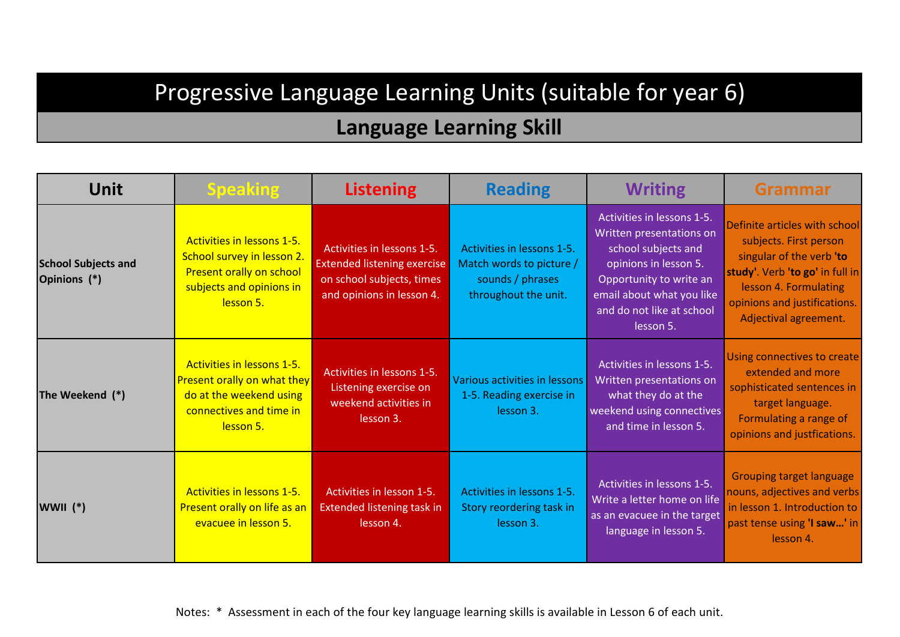# Progressive Language Learning Units (suitable for year 6)

## Language Learning Skill

| Unit | Speaking | Listening | Reading | Writing | Grammar |
|---|---|---|---|---|---|
| **School Subjects and Opinions (*)** | Activities in lessons 1-5. School survey in lesson 2. Present orally on school subjects and opinions in lesson 5. | Activities in lessons 1-5. Extended listening exercise on school subjects, times and opinions in lesson 4. | Activities in lessons 1-5. Match words to picture / sounds / phrases throughout the unit. | Activities in lessons 1-5. Written presentations on school subjects and opinions in lesson 5. Opportunity to write an email about what you like and do not like at school lesson 5. | Definite articles with school subjects. First person singular of the verb **'to study'**. Verb **'to go'** in full in lesson 4. Formulating opinions and justifications. Adjectival agreement. |
| **The Weekend (*)** | Activities in lessons 1-5. Present orally on what they do at the weekend using connectives and time in lesson 5. | Activities in lessons 1-5. Listening exercise on weekend activities in lesson 3. | Various activities in lessons 1-5. Reading exercise in lesson 3. | Activities in lessons 1-5. Written presentations on what they do at the weekend using connectives and time in lesson 5. | Using connectives to create extended and more sophisticated sentences in target language. Formulating a range of opinions and justfications. |
| **WWII (*)** | Activities in lessons 1-5. Present orally on life as an evacuee in lesson 5. | Activities in lesson 1-5. Extended listening task in lesson 4. | Activities in lessons 1-5. Story reordering task in lesson 3. | Activities in lessons 1-5. Write a letter home on life as an evacuee in the target language in lesson 5. | Grouping target language nouns, adjectives and verbs in lesson 1. Introduction to past tense using **'I saw...'** in lesson 4. |

Notes: * Assessment in each of the four key language learning skills is available in Lesson 6 of each unit.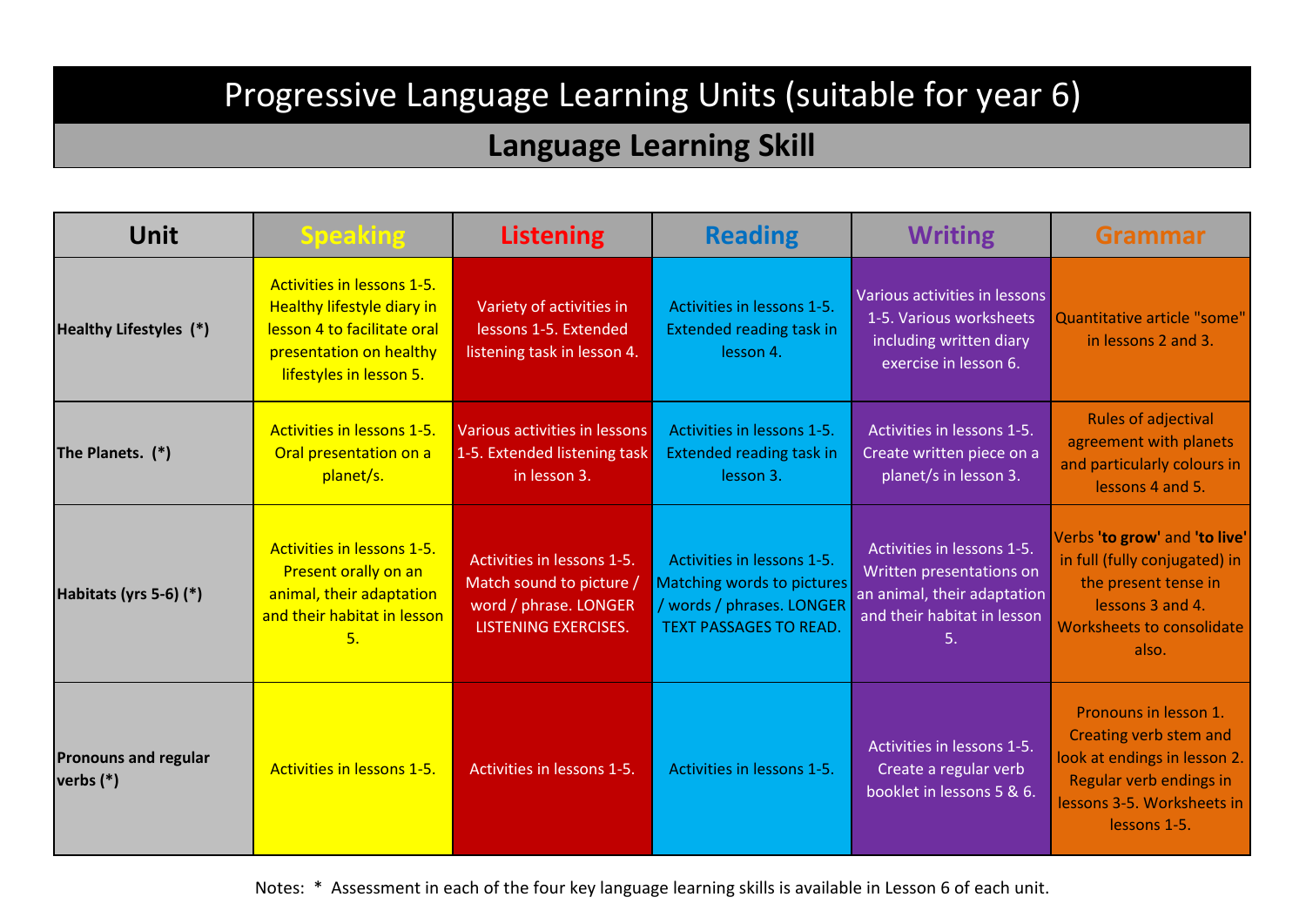# Progressive Language Learning Units (suitable for year 6)

## Language Learning Skill

| Unit | Speaking | Listening | Reading | Writing | Grammar |
|---|---|---|---|---|---|
| **Healthy Lifestyles (*)** | Activities in lessons 1-5. Healthy lifestyle diary in lesson 4 to facilitate oral presentation on healthy lifestyles in lesson 5. | Variety of activities in lessons 1-5. Extended listening task in lesson 4. | Activities in lessons 1-5. Extended reading task in lesson 4. | Various activities in lessons 1-5. Various worksheets including written diary exercise in lesson 6. | Quantitative article "some" in lessons 2 and 3. |
| **The Planets. (*)** | Activities in lessons 1-5. Oral presentation on a planet/s. | Various activities in lessons 1-5. Extended listening task in lesson 3. | Activities in lessons 1-5. Extended reading task in lesson 3. | Activities in lessons 1-5. Create written piece on a planet/s in lesson 3. | Rules of adjectival agreement with planets and particularly colours in lessons 4 and 5. |
| **Habitats (yrs 5-6) (*)** | Activities in lessons 1-5. Present orally on an animal, their adaptation and their habitat in lesson 5. | Activities in lessons 1-5. Match sound to picture / word / phrase. LONGER LISTENING EXERCISES. | Activities in lessons 1-5. Matching words to pictures / words / phrases. LONGER TEXT PASSAGES TO READ. | Activities in lessons 1-5. Written presentations on an animal, their adaptation and their habitat in lesson 5. | Verbs **'to grow'** and **'to live'** in full (fully conjugated) in the present tense in lessons 3 and 4. Worksheets to consolidate also. |
| **Pronouns and regular verbs (*)** | Activities in lessons 1-5. | Activities in lessons 1-5. | Activities in lessons 1-5. | Activities in lessons 1-5. Create a regular verb booklet in lessons 5 & 6. | Pronouns in lesson 1. Creating verb stem and look at endings in lesson 2. Regular verb endings in lessons 3-5. Worksheets in lessons 1-5. |

Notes: * Assessment in each of the four key language learning skills is available in Lesson 6 of each unit.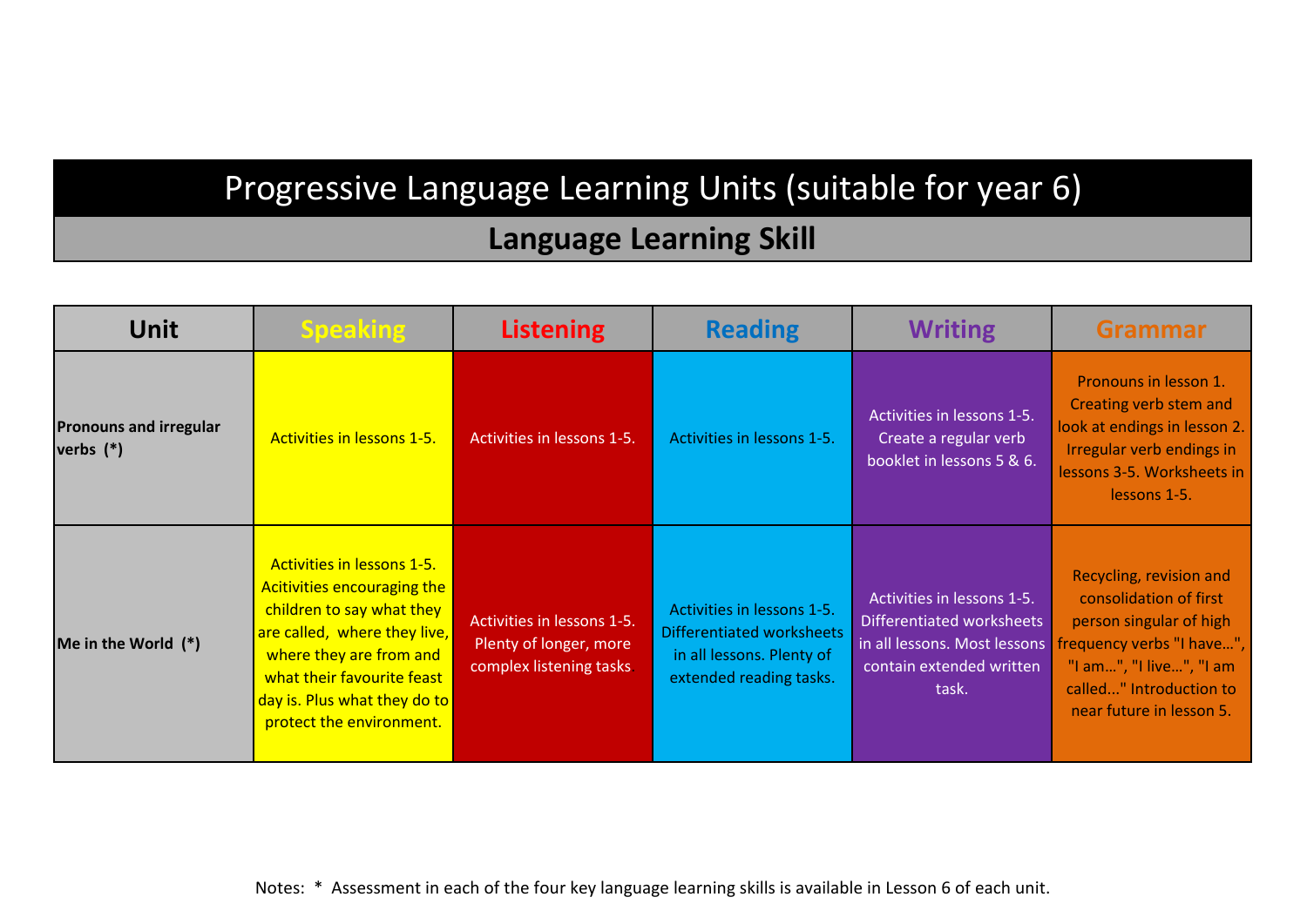# Progressive Language Learning Units (suitable for year 6)

## Language Learning Skill

| Unit | Speaking | Listening | Reading | Writing | Grammar |
|---|---|---|---|---|---|
| **Pronouns and irregular verbs (*)** | Activities in lessons 1-5. | Activities in lessons 1-5. | Activities in lessons 1-5. | Activities in lessons 1-5. Create a regular verb booklet in lessons 5 & 6. | Pronouns in lesson 1. Creating verb stem and look at endings in lesson 2. Irregular verb endings in lessons 3-5. Worksheets in lessons 1-5. |
| **Me in the World (*)** | Activities in lessons 1-5. Acitivities encouraging the children to say what they are called, where they live, where they are from and what their favourite feast day is. Plus what they do to protect the environment. | Activities in lessons 1-5. Plenty of longer, more complex listening tasks | Activities in lessons 1-5. Differentiated worksheets in all lessons. Plenty of extended reading tasks. | Activities in lessons 1-5. Differentiated worksheets in all lessons. Most lessons contain extended written task. | Recycling, revision and consolidation of first person singular of high frequency verbs "I have…", "I am…", "I live…", "I am called…" Introduction to near future in lesson 5. |

Notes: * Assessment in each of the four key language learning skills is available in Lesson 6 of each unit.